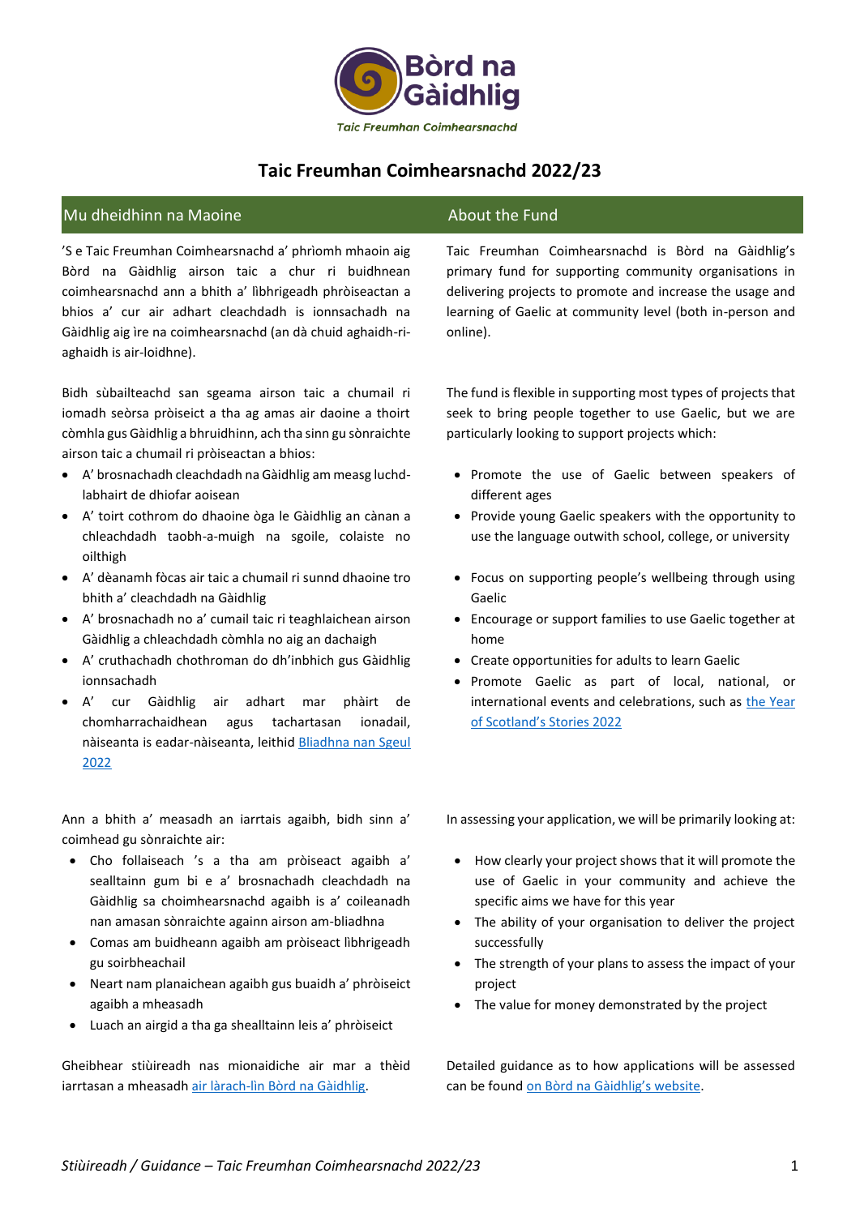Bòrd na Gàidhlig

*Taic Freumhan Coimhearsnachd*

# Taic Freumhan Coimhearsnachd 2022/23

## Mu dheidhinn na Maoine

'S e Taic Freumhan Coimhearsnachd a' phrìomh mhaoin aig Bòrd na Gàidhlig airson taic a chur ri buidhnean coimhearsnachd ann a bhith a' lìbhrigeadh phròiseactan a bhios a' cur air adhart cleachdadh is ionnsachadh na Gàidhlig aig ìre na coimhearsnachd (an dà chuid aghaidh-ri-aghaidh is air-loidhne).

Bidh sùbailteachd san sgeama airson taic a chumail ri iomadh seòrsa pròiseict a tha ag amas air daoine a thoirt còmhla gus Gàidhlig a bhruidhinn, ach tha sinn gu sònraichte airson taic a chumail ri pròiseactan a bhios:

- A' brosnachadh cleachdadh na Gàidhlig am measg luchd-labhairt de dhiofar aoisean
- A' toirt cothrom do dhaoine òga le Gàidhlig an cànan a chleachdadh taobh-a-muigh na sgoile, colaiste no oilthigh
- A' dèanamh fòcas air taic a chumail ri sunnd dhaoine tro bhith a' cleachdadh na Gàidhlig
- A' brosnachadh no a' cumail taic ri teaghlaichean airson Gàidhlig a chleachdadh còmhla no aig an dachaigh
- A' cruthachadh chothroman do dh'inbhich gus Gàidhlig ionnsachadh
- A' cur Gàidhlig air adhart mar phàirt de chomharrachaidhean agus tachartasan ionadail, nàiseanta is eadar-nàiseanta, leithid [Bliadhna nan Sgeul 2022]()

Ann a bhith a' measadh an iarrtais agaibh, bidh sinn a' coimhead gu sònraichte air:

- Cho follaiseach 's a tha am pròiseact agaibh a' sealltainn gum bi e a' brosnachadh cleachdadh na Gàidhlig sa choimhearsnachd agaibh is a' coileanadh nan amasan sònraichte againn airson am-bliadhna
- Comas am buidheann agaibh am pròiseact lìbhrigeadh gu soirbheachail
- Neart nam planaichean agaibh gus buaidh a' phròiseict agaibh a mheasadh
- Luach an airgid a tha ga shealltainn leis a' phròiseict

Gheibhear stiùireadh nas mionaidiche air mar a thèid iarrtasan a mheasadh [air làrach-lìn Bòrd na Gàidhlig]().

## About the Fund

Taic Freumhan Coimhearsnachd is Bòrd na Gàidhlig's primary fund for supporting community organisations in delivering projects to promote and increase the usage and learning of Gaelic at community level (both in-person and online).

The fund is flexible in supporting most types of projects that seek to bring people together to use Gaelic, but we are particularly looking to support projects which:

- Promote the use of Gaelic between speakers of different ages
- Provide young Gaelic speakers with the opportunity to use the language outwith school, college, or university
- Focus on supporting people's wellbeing through using Gaelic
- Encourage or support families to use Gaelic together at home
- Create opportunities for adults to learn Gaelic
- Promote Gaelic as part of local, national, or international events and celebrations, such as [the Year of Scotland's Stories 2022]()

In assessing your application, we will be primarily looking at:

- How clearly your project shows that it will promote the use of Gaelic in your community and achieve the specific aims we have for this year
- The ability of your organisation to deliver the project successfully
- The strength of your plans to assess the impact of your project
- The value for money demonstrated by the project

Detailed guidance as to how applications will be assessed can be found [on Bòrd na Gàidhlig's website]().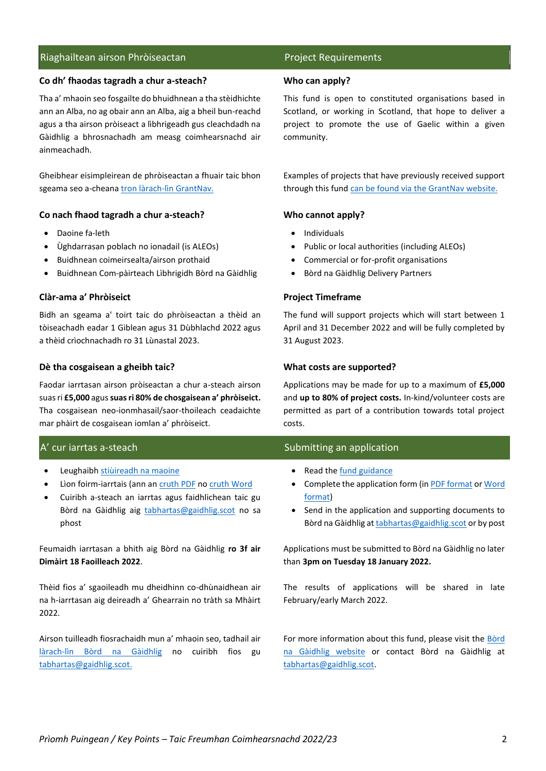## Riaghailtean airson Phròiseactan

### Co dh' fhaodas tagradh a chur a-steach?

Tha a' mhaoin seo fosgailte do bhuidhnean a tha stèidhichte ann an Alba, no ag obair ann an Alba, aig a bheil bun-reachd agus a tha airson pròiseact a lìbhrigeadh gus cleachdadh na Gàidhlig a bhrosnachadh am measg coimhearsnachd air ainmeachadh.

Gheibhear eisimpleirean de phròiseactan a fhuair taic bhon sgeama seo a-cheana tron làrach-lìn GrantNav.

### Co nach fhaod tagradh a chur a-steach?

- Daoine fa-leth
- Ùghdarrasan poblach no ionadail (is ALEOs)
- Buidhnean coimeirsealta/airson prothaid
- Buidhnean Com-pàirteach Lìbhrigidh Bòrd na Gàidhlig

### Clàr-ama a' Phròiseict

Bidh an sgeama a' toirt taic do phròiseactan a thèid an tòiseachadh eadar 1 Giblean agus 31 Dùbhlachd 2022 agus a thèid crìochnachadh ro 31 Lùnastal 2023.

### Dè tha cosgaisean a gheibh taic?

Faodar iarrtasan airson pròiseactan a chur a-steach airson suas ri **£5,000** agus **suas ri 80% de chosgaisean a' phròiseict.** Tha cosgaisean neo-ionmhasail/saor-thoileach ceadaichte mar phàirt de cosgaisean iomlan a' phròiseict.

## A' cur iarrtas a-steach

- Leughaibh stiùireadh na maoine
- Lìon foirm-iarrtais (ann an cruth PDF no cruth Word
- Cuiribh a-steach an iarrtas agus faidhlichean taic gu Bòrd na Gàidhlig aig tabhartas@gaidhlig.scot no sa phost

Feumaidh iarrtasan a bhith aig Bòrd na Gàidhlig **ro 3f air Dimàirt 18 Faoilleach 2022**.

Thèid fios a' sgaoileadh mu dheidhinn co-dhùnaidhean air na h-iarrtasan aig deireadh a' Ghearrain no tràth sa Mhàirt 2022.

Airson tuilleadh fiosrachaidh mun a' mhaoin seo, tadhail air làrach-lìn Bòrd na Gàidhlig no cuiribh fios gu tabhartas@gaidhlig.scot.

## Project Requirements

### Who can apply?

This fund is open to constituted organisations based in Scotland, or working in Scotland, that hope to deliver a project to promote the use of Gaelic within a given community.

Examples of projects that have previously received support through this fund can be found via the GrantNav website.

### Who cannot apply?

- Individuals
- Public or local authorities (including ALEOs)
- Commercial or for-profit organisations
- Bòrd na Gàidhlig Delivery Partners

### Project Timeframe

The fund will support projects which will start between 1 April and 31 December 2022 and will be fully completed by 31 August 2023.

### What costs are supported?

Applications may be made for up to a maximum of **£5,000** and **up to 80% of project costs.** In-kind/volunteer costs are permitted as part of a contribution towards total project costs.

## Submitting an application

- Read the fund guidance
- Complete the application form (in PDF format or Word format)
- Send in the application and supporting documents to Bòrd na Gàidhlig at tabhartas@gaidhlig.scot or by post

Applications must be submitted to Bòrd na Gàidhlig no later than **3pm on Tuesday 18 January 2022.**

The results of applications will be shared in late February/early March 2022.

For more information about this fund, please visit the Bòrd na Gàidhlig website or contact Bòrd na Gàidhlig at tabhartas@gaidhlig.scot.